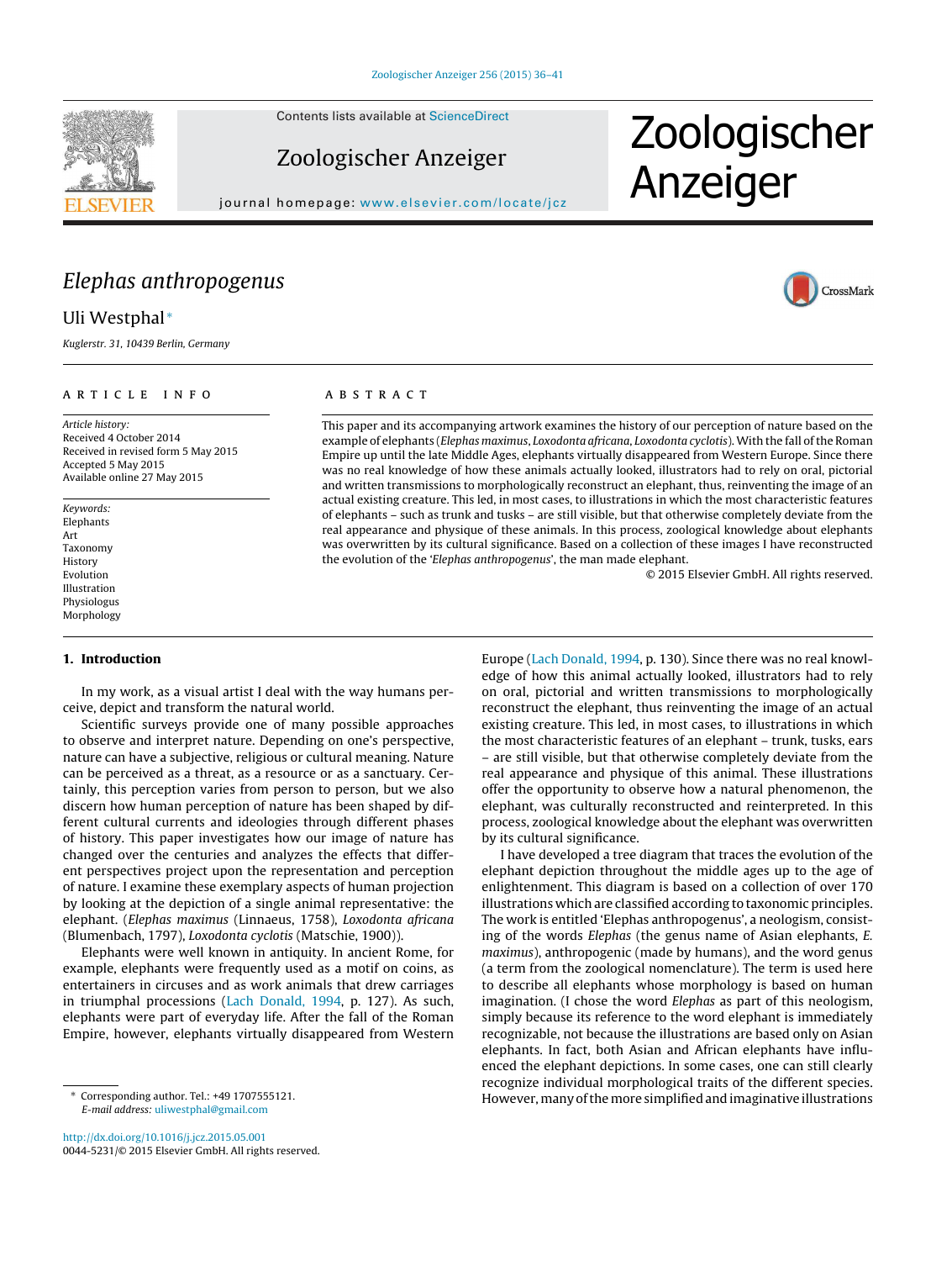# *Elephas anthropogenus*

Uli Westphal*

*Kuglerstr. 31, 10439 Berlin, Germany*

## ARTICLE INFO

*Article history:*
Received 4 October 2014
Received in revised form 5 May 2015
Accepted 5 May 2015
Available online 27 May 2015

*Keywords:*
Elephants
Art
Taxonomy
History
Evolution
Illustration
Physiologus
Morphology

## ABSTRACT

This paper and its accompanying artwork examines the history of our perception of nature based on the example of elephants (*Elephas maximus*, *Loxodonta africana*, *Loxodonta cyclotis*). With the fall of the Roman Empire up until the late Middle Ages, elephants virtually disappeared from Western Europe. Since there was no real knowledge of how these animals actually looked, illustrators had to rely on oral, pictorial and written transmissions to morphologically reconstruct an elephant, thus, reinventing the image of an actual existing creature. This led, in most cases, to illustrations in which the most characteristic features of elephants – such as trunk and tusks – are still visible, but that otherwise completely deviate from the real appearance and physique of these animals. In this process, zoological knowledge about elephants was overwritten by its cultural significance. Based on a collection of these images I have reconstructed the evolution of the '*Elephas anthropogenus*', the man made elephant.

© 2015 Elsevier GmbH. All rights reserved.

## 1. Introduction

In my work, as a visual artist I deal with the way humans perceive, depict and transform the natural world.

Scientific surveys provide one of many possible approaches to observe and interpret nature. Depending on one's perspective, nature can have a subjective, religious or cultural meaning. Nature can be perceived as a threat, as a resource or as a sanctuary. Certainly, this perception varies from person to person, but we also discern how human perception of nature has been shaped by different cultural currents and ideologies through different phases of history. This paper investigates how our image of nature has changed over the centuries and analyzes the effects that different perspectives project upon the representation and perception of nature. I examine these exemplary aspects of human projection by looking at the depiction of a single animal representative: the elephant. (*Elephas maximus* (Linnaeus, 1758), *Loxodonta africana* (Blumenbach, 1797), *Loxodonta cyclotis* (Matschie, 1900)).

Elephants were well known in antiquity. In ancient Rome, for example, elephants were frequently used as a motif on coins, as entertainers in circuses and as work animals that drew carriages in triumphal processions (Lach Donald, 1994, p. 127). As such, elephants were part of everyday life. After the fall of the Roman Empire, however, elephants virtually disappeared from Western Europe (Lach Donald, 1994, p. 130). Since there was no real knowledge of how this animal actually looked, illustrators had to rely on oral, pictorial and written transmissions to morphologically reconstruct the elephant, thus reinventing the image of an actual existing creature. This led, in most cases, to illustrations in which the most characteristic features of an elephant – trunk, tusks, ears – are still visible, but that otherwise completely deviate from the real appearance and physique of this animal. These illustrations offer the opportunity to observe how a natural phenomenon, the elephant, was culturally reconstructed and reinterpreted. In this process, zoological knowledge about the elephant was overwritten by its cultural significance.

I have developed a tree diagram that traces the evolution of the elephant depiction throughout the middle ages up to the age of enlightenment. This diagram is based on a collection of over 170 illustrations which are classified according to taxonomic principles. The work is entitled 'Elephas anthropogenus', a neologism, consisting of the words *Elephas* (the genus name of Asian elephants, *E. maximus*), anthropogenic (made by humans), and the word genus (a term from the zoological nomenclature). The term is used here to describe all elephants whose morphology is based on human imagination. (I chose the word *Elephas* as part of this neologism, simply because its reference to the word elephant is immediately recognizable, not because the illustrations are based only on Asian elephants. In fact, both Asian and African elephants have influenced the elephant depictions. In some cases, one can still clearly recognize individual morphological traits of the different species. However, many of the more simplified and imaginative illustrations

---

* Corresponding author. Tel.: +49 1707555121.
*E-mail address:* uliwestphal@gmail.com

http://dx.doi.org/10.1016/j.jcz.2015.05.001
0044-5231/© 2015 Elsevier GmbH. All rights reserved.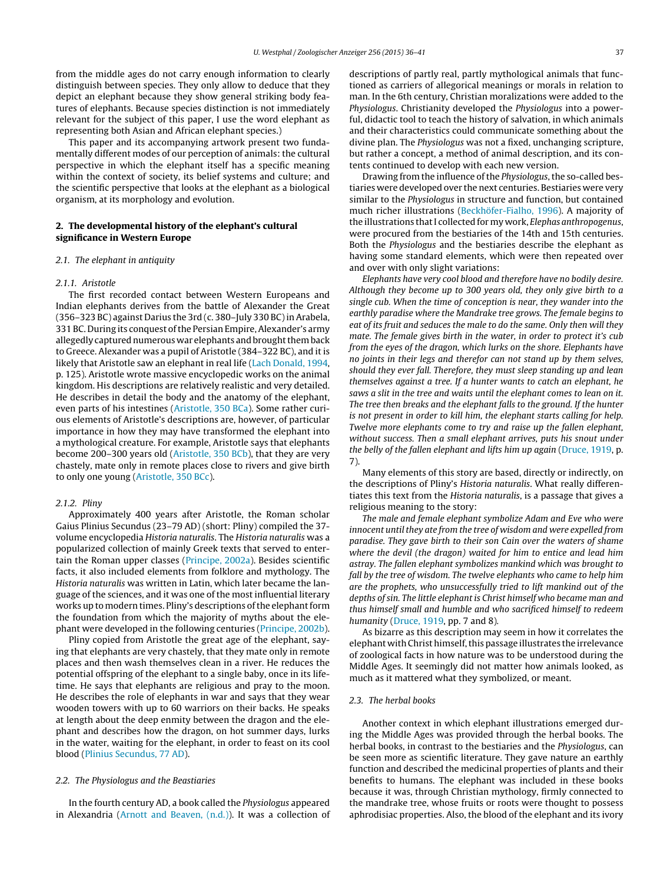from the middle ages do not carry enough information to clearly distinguish between species. They only allow to deduce that they depict an elephant because they show general striking body features of elephants. Because species distinction is not immediately relevant for the subject of this paper, I use the word elephant as representing both Asian and African elephant species.)

This paper and its accompanying artwork present two fundamentally different modes of our perception of animals: the cultural perspective in which the elephant itself has a specific meaning within the context of society, its belief systems and culture; and the scientific perspective that looks at the elephant as a biological organism, at its morphology and evolution.

## 2. The developmental history of the elephant's cultural significance in Western Europe

### 2.1. The elephant in antiquity

#### 2.1.1. Aristotle

The first recorded contact between Western Europeans and Indian elephants derives from the battle of Alexander the Great (356–323 BC) against Darius the 3rd (c. 380–July 330 BC) in Arabela, 331 BC. During its conquest of the Persian Empire, Alexander's army allegedly captured numerous war elephants and brought them back to Greece. Alexander was a pupil of Aristotle (384–322 BC), and it is likely that Aristotle saw an elephant in real life (Lach Donald, 1994, p. 125). Aristotle wrote massive encyclopedic works on the animal kingdom. His descriptions are relatively realistic and very detailed. He describes in detail the body and the anatomy of the elephant, even parts of his intestines (Aristotle, 350 BCa). Some rather curious elements of Aristotle's descriptions are, however, of particular importance in how they may have transformed the elephant into a mythological creature. For example, Aristotle says that elephants become 200–300 years old (Aristotle, 350 BCb), that they are very chastely, mate only in remote places close to rivers and give birth to only one young (Aristotle, 350 BCc).

#### 2.1.2. Pliny

Approximately 400 years after Aristotle, the Roman scholar Gaius Plinius Secundus (23–79 AD) (short: Pliny) compiled the 37-volume encyclopedia *Historia naturalis*. The *Historia naturalis* was a popularized collection of mainly Greek texts that served to entertain the Roman upper classes (Principe, 2002a). Besides scientific facts, it also included elements from folklore and mythology. The *Historia naturalis* was written in Latin, which later became the language of the sciences, and it was one of the most influential literary works up to modern times. Pliny's descriptions of the elephant form the foundation from which the majority of myths about the elephant were developed in the following centuries (Principe, 2002b).

Pliny copied from Aristotle the great age of the elephant, saying that elephants are very chastely, that they mate only in remote places and then wash themselves clean in a river. He reduces the potential offspring of the elephant to a single baby, once in its lifetime. He says that elephants are religious and pray to the moon. He describes the role of elephants in war and says that they wear wooden towers with up to 60 warriors on their backs. He speaks at length about the deep enmity between the dragon and the elephant and describes how the dragon, on hot summer days, lurks in the water, waiting for the elephant, in order to feast on its cool blood (Plinius Secundus, 77 AD).

### 2.2. The Physiologus and the Beastiaries

In the fourth century AD, a book called the *Physiologus* appeared in Alexandria (Arnott and Beaven, (n.d.)). It was a collection of descriptions of partly real, partly mythological animals that functioned as carriers of allegorical meanings or morals in relation to man. In the 6th century, Christian moralizations were added to the *Physiologus*. Christianity developed the *Physiologus* into a powerful, didactic tool to teach the history of salvation, in which animals and their characteristics could communicate something about the divine plan. The *Physiologus* was not a fixed, unchanging scripture, but rather a concept, a method of animal description, and its contents continued to develop with each new version.

Drawing from the influence of the *Physiologus*, the so-called bestiaries were developed over the next centuries. Bestiaries were very similar to the *Physiologus* in structure and function, but contained much richer illustrations (Beckhöfer-Fialho, 1996). A majority of the illustrations that I collected for my work, *Elephas anthropogenus*, were procured from the bestiaries of the 14th and 15th centuries. Both the *Physiologus* and the bestiaries describe the elephant as having some standard elements, which were then repeated over and over with only slight variations:

*Elephants have very cool blood and therefore have no bodily desire. Although they become up to 300 years old, they only give birth to a single cub. When the time of conception is near, they wander into the earthly paradise where the Mandrake tree grows. The female begins to eat of its fruit and seduces the male to do the same. Only then will they mate. The female gives birth in the water, in order to protect it's cub from the eyes of the dragon, which lurks on the shore. Elephants have no joints in their legs and therefor can not stand up by them selves, should they ever fall. Therefore, they must sleep standing up and lean themselves against a tree. If a hunter wants to catch an elephant, he saws a slit in the tree and waits until the elephant comes to lean on it. The tree then breaks and the elephant falls to the ground. If the hunter is not present in order to kill him, the elephant starts calling for help. Twelve more elephants come to try and raise up the fallen elephant, without success. Then a small elephant arrives, puts his snout under the belly of the fallen elephant and lifts him up again* (Druce, 1919, p. 7).

Many elements of this story are based, directly or indirectly, on the descriptions of Pliny's *Historia naturalis*. What really differentiates this text from the *Historia naturalis*, is a passage that gives a religious meaning to the story:

*The male and female elephant symbolize Adam and Eve who were innocent until they ate from the tree of wisdom and were expelled from paradise. They gave birth to their son Cain over the waters of shame where the devil (the dragon) waited for him to entice and lead him astray. The fallen elephant symbolizes mankind which was brought to fall by the tree of wisdom. The twelve elephants who came to help him are the prophets, who unsuccessfully tried to lift mankind out of the depths of sin. The little elephant is Christ himself who became man and thus himself small and humble and who sacrificed himself to redeem humanity* (Druce, 1919, pp. 7 and 8).

As bizarre as this description may seem in how it correlates the elephant with Christ himself, this passage illustrates the irrelevance of zoological facts in how nature was to be understood during the Middle Ages. It seemingly did not matter how animals looked, as much as it mattered what they symbolized, or meant.

### 2.3. The herbal books

Another context in which elephant illustrations emerged during the Middle Ages was provided through the herbal books. The herbal books, in contrast to the bestiaries and the *Physiologus*, can be seen more as scientific literature. They gave nature an earthly function and described the medicinal properties of plants and their benefits to humans. The elephant was included in these books because it was, through Christian mythology, firmly connected to the mandrake tree, whose fruits or roots were thought to possess aphrodisiac properties. Also, the blood of the elephant and its ivory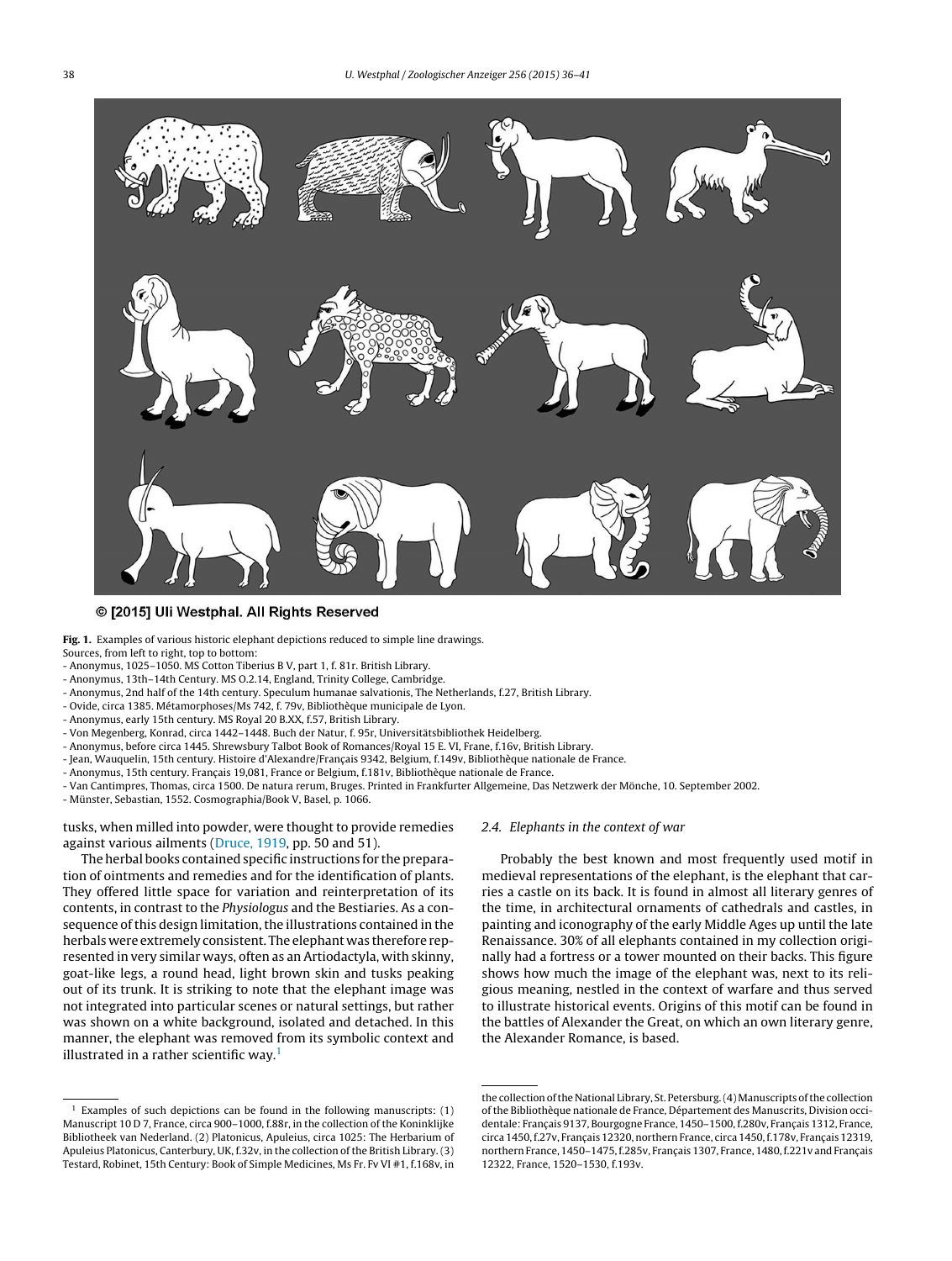© [2015] Uli Westphal. All Rights Reserved

**Fig. 1.** Examples of various historic elephant depictions reduced to simple line drawings.
Sources, from left to right, top to bottom:
- Anonymus, 1025–1050. MS Cotton Tiberius B V, part 1, f. 81r. British Library.
- Anonymus, 13th–14th Century. MS O.2.14, England, Trinity College, Cambridge.
- Anonymus, 2nd half of the 14th century. Speculum humanae salvationis, The Netherlands, f.27, British Library.
- Ovide, circa 1385. Métamorphoses/Ms 742, f. 79v, Bibliothèque municipale de Lyon.
- Anonymus, early 15th century. MS Royal 20 B.XX, f.57, British Library.
- Von Megenberg, Konrad, circa 1442–1448. Buch der Natur, f. 95r, Universitätsbibliothek Heidelberg.
- Anonymus, before circa 1445. Shrewsbury Talbot Book of Romances/Royal 15 E. VI, Frane, f.16v, British Library.
- Jean, Wauquelin, 15th century. Histoire d'Alexandre/Français 9342, Belgium, f.149v, Bibliothèque nationale de France.
- Anonymus, 15th century. Français 19,081, France or Belgium, f.181v, Bibliothèque nationale de France.
- Van Cantimpres, Thomas, circa 1500. De natura rerum, Bruges. Printed in Frankfurter Allgemeine, Das Netzwerk der Mönche, 10. September 2002.
- Münster, Sebastian, 1552. Cosmographia/Book V, Basel, p. 1066.

tusks, when milled into powder, were thought to provide remedies against various ailments (Druce, 1919, pp. 50 and 51).

The herbal books contained specific instructions for the preparation of ointments and remedies and for the identification of plants. They offered little space for variation and reinterpretation of its contents, in contrast to the *Physiologus* and the Bestiaries. As a consequence of this design limitation, the illustrations contained in the herbals were extremely consistent. The elephant was therefore represented in very similar ways, often as an Artiodactyla, with skinny, goat-like legs, a round head, light brown skin and tusks peaking out of its trunk. It is striking to note that the elephant image was not integrated into particular scenes or natural settings, but rather was shown on a white background, isolated and detached. In this manner, the elephant was removed from its symbolic context and illustrated in a rather scientific way.[1]

### 2.4. Elephants in the context of war

Probably the best known and most frequently used motif in medieval representations of the elephant, is the elephant that carries a castle on its back. It is found in almost all literary genres of the time, in architectural ornaments of cathedrals and castles, in painting and iconography of the early Middle Ages up until the late Renaissance. 30% of all elephants contained in my collection originally had a fortress or a tower mounted on their backs. This figure shows how much the image of the elephant was, next to its religious meaning, nestled in the context of warfare and thus served to illustrate historical events. Origins of this motif can be found in the battles of Alexander the Great, on which an own literary genre, the Alexander Romance, is based.

---

[1] Examples of such depictions can be found in the following manuscripts: (1) Manuscript 10 D 7, France, circa 900–1000, f.88r, in the collection of the Koninklijke Bibliotheek van Nederland. (2) Platonicus, Apuleius, circa 1025: The Herbarium of Apuleius Platonicus, Canterbury, UK, f.32v, in the collection of the British Library. (3) Testard, Robinet, 15th Century: Book of Simple Medicines, Ms Fr. Fv VI #1, f.168v, in the collection of the National Library, St. Petersburg. (4) Manuscripts of the collection of the Bibliothèque nationale de France, Département des Manuscrits, Division occidentale: Français 9137, Bourgogne France, 1450–1500, f.280v, Français 1312, France, circa 1450, f.27v, Français 12320, northern France, circa 1450, f.178v, Français 12319, northern France, 1450–1475, f.285v, Français 1307, France, 1480, f.221v and Français 12322, France, 1520–1530, f.193v.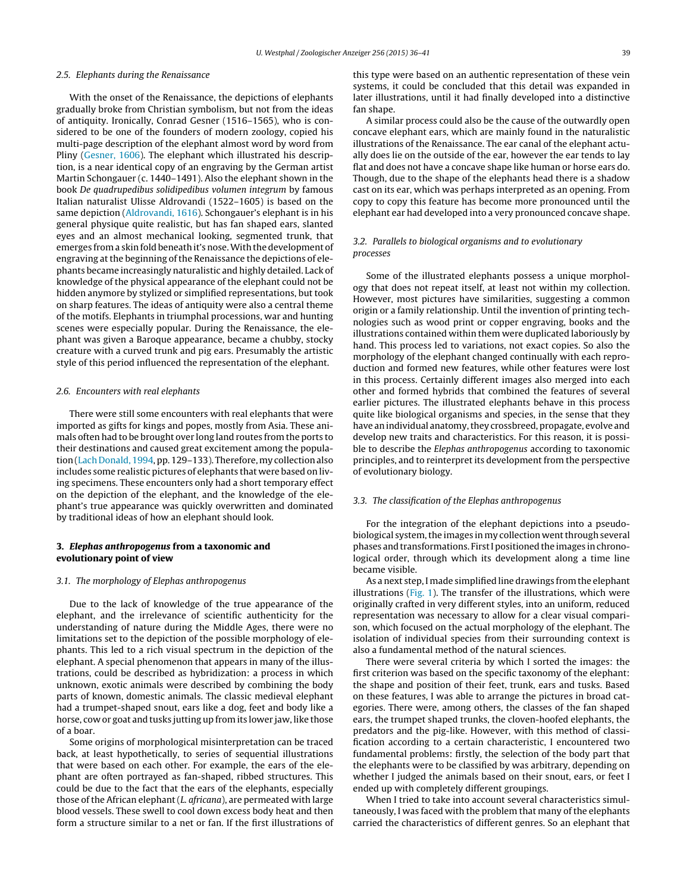### 2.5. Elephants during the Renaissance

With the onset of the Renaissance, the depictions of elephants gradually broke from Christian symbolism, but not from the ideas of antiquity. Ironically, Conrad Gesner (1516–1565), who is considered to be one of the founders of modern zoology, copied his multi-page description of the elephant almost word by word from Pliny (Gesner, 1606). The elephant which illustrated his description, is a near identical copy of an engraving by the German artist Martin Schongauer (c. 1440–1491). Also the elephant shown in the book *De quadrupedibus solidipedibus volumen integrum* by famous Italian naturalist Ulisse Aldrovandi (1522–1605) is based on the same depiction (Aldrovandi, 1616). Schongauer's elephant is in his general physique quite realistic, but has fan shaped ears, slanted eyes and an almost mechanical looking, segmented trunk, that emerges from a skin fold beneath it's nose. With the development of engraving at the beginning of the Renaissance the depictions of elephants became increasingly naturalistic and highly detailed. Lack of knowledge of the physical appearance of the elephant could not be hidden anymore by stylized or simplified representations, but took on sharp features. The ideas of antiquity were also a central theme of the motifs. Elephants in triumphal processions, war and hunting scenes were especially popular. During the Renaissance, the elephant was given a Baroque appearance, became a chubby, stocky creature with a curved trunk and pig ears. Presumably the artistic style of this period influenced the representation of the elephant.

### 2.6. Encounters with real elephants

There were still some encounters with real elephants that were imported as gifts for kings and popes, mostly from Asia. These animals often had to be brought over long land routes from the ports to their destinations and caused great excitement among the population (Lach Donald, 1994, pp. 129–133). Therefore, my collection also includes some realistic pictures of elephants that were based on living specimens. These encounters only had a short temporary effect on the depiction of the elephant, and the knowledge of the elephant's true appearance was quickly overwritten and dominated by traditional ideas of how an elephant should look.

## 3. *Elephas anthropogenus* from a taxonomic and evolutionary point of view

### 3.1. The morphology of Elephas anthropogenus

Due to the lack of knowledge of the true appearance of the elephant, and the irrelevance of scientific authenticity for the understanding of nature during the Middle Ages, there were no limitations set to the depiction of the possible morphology of elephants. This led to a rich visual spectrum in the depiction of the elephant. A special phenomenon that appears in many of the illustrations, could be described as hybridization: a process in which unknown, exotic animals were described by combining the body parts of known, domestic animals. The classic medieval elephant had a trumpet-shaped snout, ears like a dog, feet and body like a horse, cow or goat and tusks jutting up from its lower jaw, like those of a boar.

Some origins of morphological misinterpretation can be traced back, at least hypothetically, to series of sequential illustrations that were based on each other. For example, the ears of the elephant are often portrayed as fan-shaped, ribbed structures. This could be due to the fact that the ears of the elephants, especially those of the African elephant (*L. africana*), are permeated with large blood vessels. These swell to cool down excess body heat and then form a structure similar to a net or fan. If the first illustrations of this type were based on an authentic representation of these vein systems, it could be concluded that this detail was expanded in later illustrations, until it had finally developed into a distinctive fan shape.

A similar process could also be the cause of the outwardly open concave elephant ears, which are mainly found in the naturalistic illustrations of the Renaissance. The ear canal of the elephant actually does lie on the outside of the ear, however the ear tends to lay flat and does not have a concave shape like human or horse ears do. Though, due to the shape of the elephants head there is a shadow cast on its ear, which was perhaps interpreted as an opening. From copy to copy this feature has become more pronounced until the elephant ear had developed into a very pronounced concave shape.

### 3.2. Parallels to biological organisms and to evolutionary processes

Some of the illustrated elephants possess a unique morphology that does not repeat itself, at least not within my collection. However, most pictures have similarities, suggesting a common origin or a family relationship. Until the invention of printing technologies such as wood print or copper engraving, books and the illustrations contained within them were duplicated laboriously by hand. This process led to variations, not exact copies. So also the morphology of the elephant changed continually with each reproduction and formed new features, while other features were lost in this process. Certainly different images also merged into each other and formed hybrids that combined the features of several earlier pictures. The illustrated elephants behave in this process quite like biological organisms and species, in the sense that they have an individual anatomy, they crossbreed, propagate, evolve and develop new traits and characteristics. For this reason, it is possible to describe the *Elephas anthropogenus* according to taxonomic principles, and to reinterpret its development from the perspective of evolutionary biology.

### 3.3. The classification of the Elephas anthropogenus

For the integration of the elephant depictions into a pseudo-biological system, the images in my collection went through several phases and transformations. First I positioned the images in chronological order, through which its development along a time line became visible.

As a next step, I made simplified line drawings from the elephant illustrations (Fig. 1). The transfer of the illustrations, which were originally crafted in very different styles, into an uniform, reduced representation was necessary to allow for a clear visual comparison, which focused on the actual morphology of the elephant. The isolation of individual species from their surrounding context is also a fundamental method of the natural sciences.

There were several criteria by which I sorted the images: the first criterion was based on the specific taxonomy of the elephant: the shape and position of their feet, trunk, ears and tusks. Based on these features, I was able to arrange the pictures in broad categories. There were, among others, the classes of the fan shaped ears, the trumpet shaped trunks, the cloven-hoofed elephants, the predators and the pig-like. However, with this method of classification according to a certain characteristic, I encountered two fundamental problems: firstly, the selection of the body part that the elephants were to be classified by was arbitrary, depending on whether I judged the animals based on their snout, ears, or feet I ended up with completely different groupings.

When I tried to take into account several characteristics simultaneously, I was faced with the problem that many of the elephants carried the characteristics of different genres. So an elephant that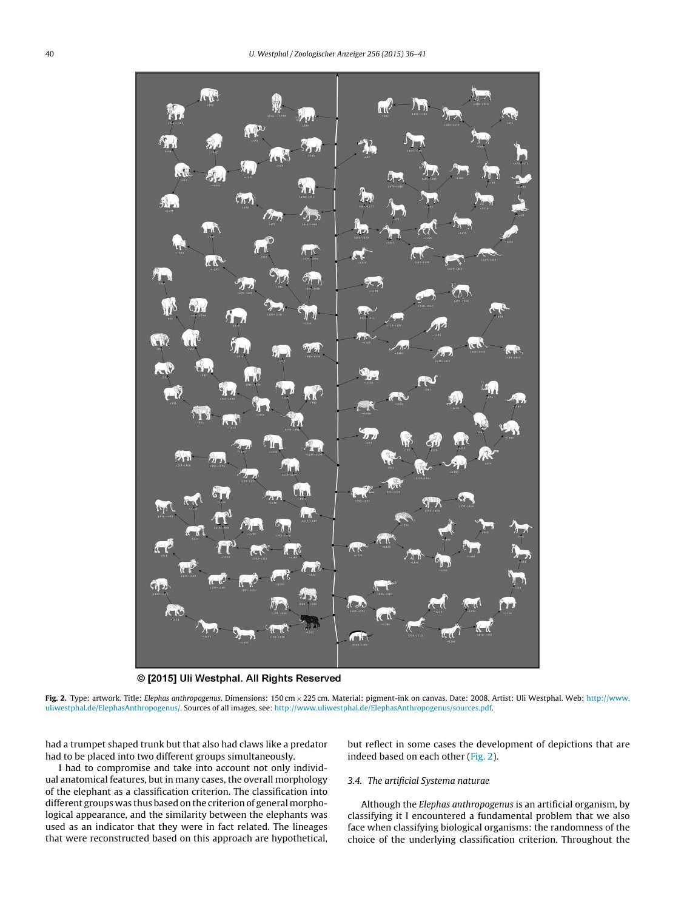© [2015] Uli Westphal. All Rights Reserved

**Fig. 2.** Type: artwork. Title: *Elephas anthropogenus*. Dimensions: 150 cm × 225 cm. Material: pigment-ink on canvas. Date: 2008. Artist: Uli Westphal. Web: http://www.uliwestphal.de/ElephasAnthropogenus/. Sources of all images, see: http://www.uliwestphal.de/ElephasAnthropogenus/sources.pdf.

had a trumpet shaped trunk but that also had claws like a predator had to be placed into two different groups simultaneously.

I had to compromise and take into account not only individual anatomical features, but in many cases, the overall morphology of the elephant as a classification criterion. The classification into different groups was thus based on the criterion of general morphological appearance, and the similarity between the elephants was used as an indicator that they were in fact related. The lineages that were reconstructed based on this approach are hypothetical, but reflect in some cases the development of depictions that are indeed based on each other (Fig. 2).

### 3.4. The artificial Systema naturae

Although the *Elephas anthropogenus* is an artificial organism, by classifying it I encountered a fundamental problem that we also face when classifying biological organisms: the randomness of the choice of the underlying classification criterion. Throughout the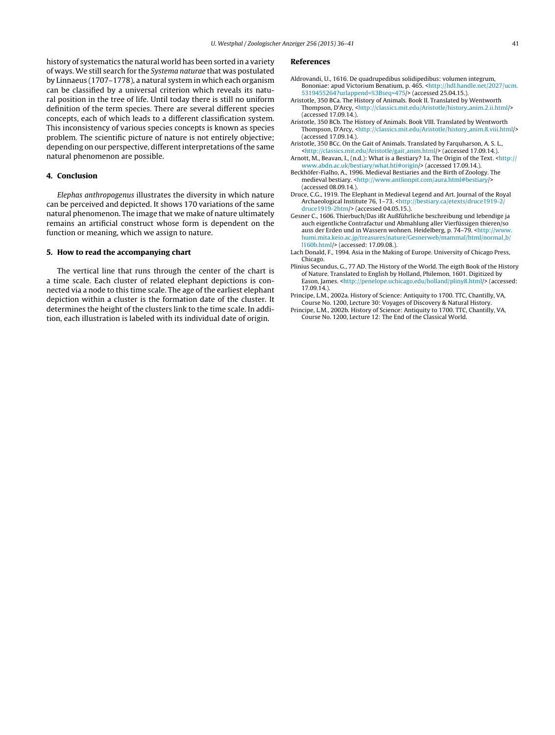history of systematics the natural world has been sorted in a variety of ways. We still search for the *Systema naturae* that was postulated by Linnaeus (1707–1778), a natural system in which each organism can be classified by a universal criterion which reveals its natural position in the tree of life. Until today there is still no uniform definition of the term species. There are several different species concepts, each of which leads to a different classification system. This inconsistency of various species concepts is known as species problem. The scientific picture of nature is not entirely objective; depending on our perspective, different interpretations of the same natural phenomenon are possible.

## 4. Conclusion

*Elephas anthropogenus* illustrates the diversity in which nature can be perceived and depicted. It shows 170 variations of the same natural phenomenon. The image that we make of nature ultimately remains an artificial construct whose form is dependent on the function or meaning, which we assign to nature.

## 5. How to read the accompanying chart

The vertical line that runs through the center of the chart is a time scale. Each cluster of related elephant depictions is connected via a node to this time scale. The age of the earliest elephant depiction within a cluster is the formation date of the cluster. It determines the height of the clusters link to the time scale. In addition, each illustration is labeled with its individual date of origin.

## References

Aldrovandi, U., 1616. De quadrupedibus solidipedibus: volumen integrum, Bononiae: apud Victorium Benatium, p. 465. <http://hdl.handle.net/2027/ucm.5319455264?urlappend=%3Bseq=475/> (accessed 25.04.15.).

Aristotle, 350 BCa. The History of Animals. Book II. Translated by Wentworth Thompson, D'Arcy, <http://classics.mit.edu/Aristotle/history_anim.2.ii.html/> (accessed 17.09.14.).

Aristotle, 350 BCb. The History of Animals. Book VIII. Translated by Wentworth Thompson, D'Arcy, <http://classics.mit.edu/Aristotle/history_anim.8.viii.html/> (accessed 17.09.14.).

Aristotle, 350 BCc. On the Gait of Animals. Translated by Farquharson, A. S. L., <http://classics.mit.edu/Aristotle/gait_anim.html/> (accessed 17.09.14.).

Arnott, M., Beavan, I., (n.d.): What is a Bestiary? 1a. The Origin of the Text. <http://www.abdn.ac.uk/bestiary/what.hti#origin/> (accessed 17.09.14.).

Beckhöfer-Fialho, A., 1996. Medieval Bestiaries and the Birth of Zoology. The medieval bestiary. <http://www.antlionpit.com/aura.html#bestiary/> (accessed 08.09.14.).

Druce, C.G., 1919. The Elephant in Medieval Legend and Art. Journal of the Royal Archaeological Institute 76, 1–73. <http://bestiary.ca/etexts/druce1919-2/druce1919-2htm/> (accessed 04.05.15.).

Gesner C., 1606. Thierbuch/Das ißt Außführliche beschreibung und lebendige ja auch eigentliche Contrafactur und Abmahlung aller Vierfüssigen thieren/so auss der Erden und in Wassern wohnen. Heidelberg, p. 74–79. <http://www.humi.mita.keio.ac.jp/treasures/nature/Gesnerweb/mammal/html/normal_b/l160b.html/> (accessed: 17.09.08.).

Lach Donald, F., 1994. Asia in the Making of Europe. University of Chicago Press, Chicago.

Plinius Secundus, G., 77 AD. The History of the World. The eigth Book of the History of Nature. Translated to English by Holland, Philemon, 1601. Digitized by Eason, James. <http://penelope.uchicago.edu/holland/pliny8.html/> (accessed: 17.09.14.).

Principe, L.M., 2002a. History of Science: Antiquity to 1700. TTC, Chantilly, VA, Course No. 1200, Lecture 30: Voyages of Discovery & Natural History.

Principe, L.M., 2002b. History of Science: Antiquity to 1700. TTC, Chantilly, VA, Course No. 1200, Lecture 12: The End of the Classical World.